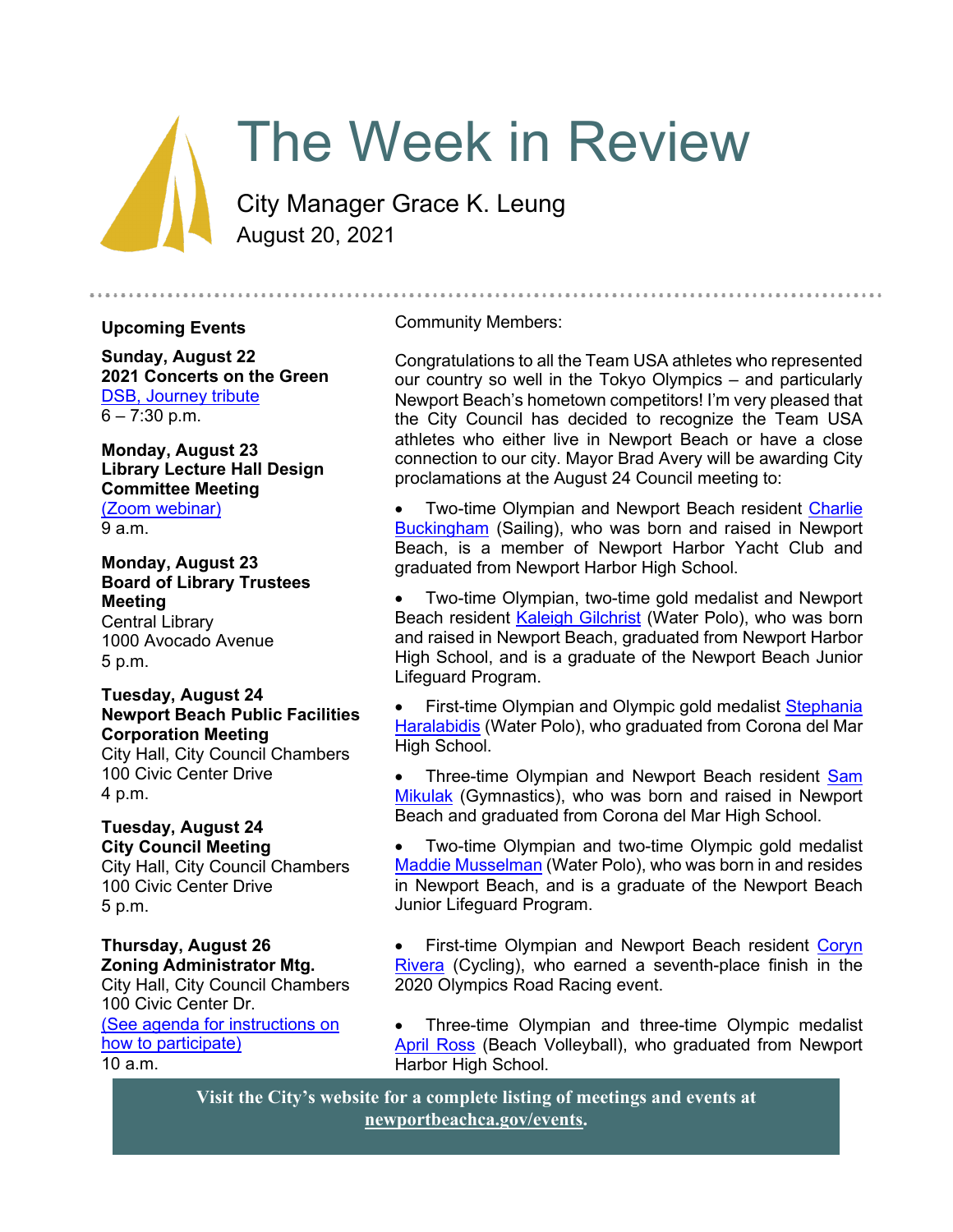# The Week in Review

City Manager Grace K. Leung
August 20, 2021

**Upcoming Events**

**Sunday, August 22**
**2021 Concerts on the Green**
DSB, Journey tribute
6 – 7:30 p.m.

**Monday, August 23**
**Library Lecture Hall Design Committee Meeting**
(Zoom webinar)
9 a.m.

**Monday, August 23**
**Board of Library Trustees Meeting**
Central Library
1000 Avocado Avenue
5 p.m.

**Tuesday, August 24**
**Newport Beach Public Facilities Corporation Meeting**
City Hall, City Council Chambers
100 Civic Center Drive
4 p.m.

**Tuesday, August 24**
**City Council Meeting**
City Hall, City Council Chambers
100 Civic Center Drive
5 p.m.

**Thursday, August 26**
**Zoning Administrator Mtg.**
City Hall, City Council Chambers
100 Civic Center Dr.
(See agenda for instructions on how to participate)
10 a.m.

Community Members:

Congratulations to all the Team USA athletes who represented our country so well in the Tokyo Olympics – and particularly Newport Beach's hometown competitors! I'm very pleased that the City Council has decided to recognize the Team USA athletes who either live in Newport Beach or have a close connection to our city. Mayor Brad Avery will be awarding City proclamations at the August 24 Council meeting to:

- Two-time Olympian and Newport Beach resident Charlie Buckingham (Sailing), who was born and raised in Newport Beach, is a member of Newport Harbor Yacht Club and graduated from Newport Harbor High School.
- Two-time Olympian, two-time gold medalist and Newport Beach resident Kaleigh Gilchrist (Water Polo), who was born and raised in Newport Beach, graduated from Newport Harbor High School, and is a graduate of the Newport Beach Junior Lifeguard Program.
- First-time Olympian and Olympic gold medalist Stephania Haralabidis (Water Polo), who graduated from Corona del Mar High School.
- Three-time Olympian and Newport Beach resident Sam Mikulak (Gymnastics), who was born and raised in Newport Beach and graduated from Corona del Mar High School.
- Two-time Olympian and two-time Olympic gold medalist Maddie Musselman (Water Polo), who was born in and resides in Newport Beach, and is a graduate of the Newport Beach Junior Lifeguard Program.
- First-time Olympian and Newport Beach resident Coryn Rivera (Cycling), who earned a seventh-place finish in the 2020 Olympics Road Racing event.
- Three-time Olympian and three-time Olympic medalist April Ross (Beach Volleyball), who graduated from Newport Harbor High School.

**Visit the City's website for a complete listing of meetings and events at newportbeachca.gov/events.**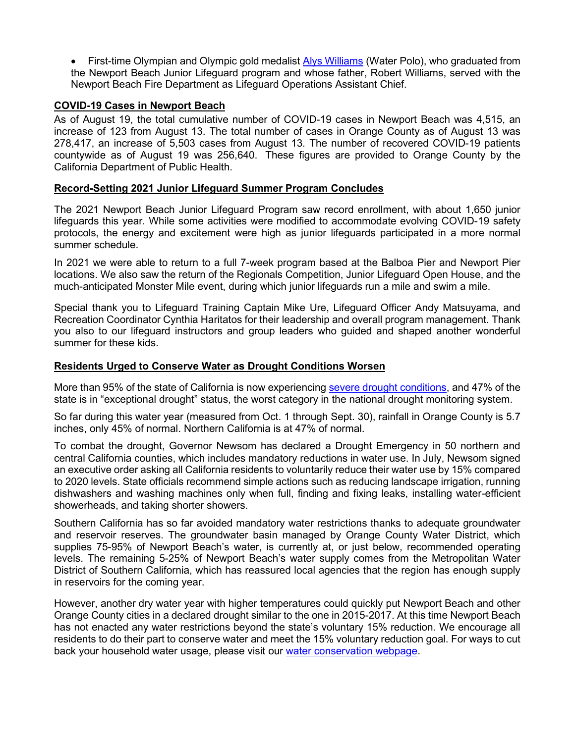- First-time Olympian and Olympic gold medalist [Alys Williams](#) (Water Polo), who graduated from the Newport Beach Junior Lifeguard program and whose father, Robert Williams, served with the Newport Beach Fire Department as Lifeguard Operations Assistant Chief.

**COVID-19 Cases in Newport Beach**

As of August 19, the total cumulative number of COVID-19 cases in Newport Beach was 4,515, an increase of 123 from August 13. The total number of cases in Orange County as of August 13 was 278,417, an increase of 5,503 cases from August 13. The number of recovered COVID-19 patients countywide as of August 19 was 256,640. These figures are provided to Orange County by the California Department of Public Health.

**Record-Setting 2021 Junior Lifeguard Summer Program Concludes**

The 2021 Newport Beach Junior Lifeguard Program saw record enrollment, with about 1,650 junior lifeguards this year. While some activities were modified to accommodate evolving COVID-19 safety protocols, the energy and excitement were high as junior lifeguards participated in a more normal summer schedule.

In 2021 we were able to return to a full 7-week program based at the Balboa Pier and Newport Pier locations. We also saw the return of the Regionals Competition, Junior Lifeguard Open House, and the much-anticipated Monster Mile event, during which junior lifeguards run a mile and swim a mile.

Special thank you to Lifeguard Training Captain Mike Ure, Lifeguard Officer Andy Matsuyama, and Recreation Coordinator Cynthia Haritatos for their leadership and overall program management. Thank you also to our lifeguard instructors and group leaders who guided and shaped another wonderful summer for these kids.

**Residents Urged to Conserve Water as Drought Conditions Worsen**

More than 95% of the state of California is now experiencing [severe drought conditions](#), and 47% of the state is in "exceptional drought" status, the worst category in the national drought monitoring system.

So far during this water year (measured from Oct. 1 through Sept. 30), rainfall in Orange County is 5.7 inches, only 45% of normal. Northern California is at 47% of normal.

To combat the drought, Governor Newsom has declared a Drought Emergency in 50 northern and central California counties, which includes mandatory reductions in water use. In July, Newsom signed an executive order asking all California residents to voluntarily reduce their water use by 15% compared to 2020 levels. State officials recommend simple actions such as reducing landscape irrigation, running dishwashers and washing machines only when full, finding and fixing leaks, installing water-efficient showerheads, and taking shorter showers.

Southern California has so far avoided mandatory water restrictions thanks to adequate groundwater and reservoir reserves. The groundwater basin managed by Orange County Water District, which supplies 75-95% of Newport Beach's water, is currently at, or just below, recommended operating levels. The remaining 5-25% of Newport Beach's water supply comes from the Metropolitan Water District of Southern California, which has reassured local agencies that the region has enough supply in reservoirs for the coming year.

However, another dry water year with higher temperatures could quickly put Newport Beach and other Orange County cities in a declared drought similar to the one in 2015-2017. At this time Newport Beach has not enacted any water restrictions beyond the state's voluntary 15% reduction. We encourage all residents to do their part to conserve water and meet the 15% voluntary reduction goal. For ways to cut back your household water usage, please visit our [water conservation webpage](#).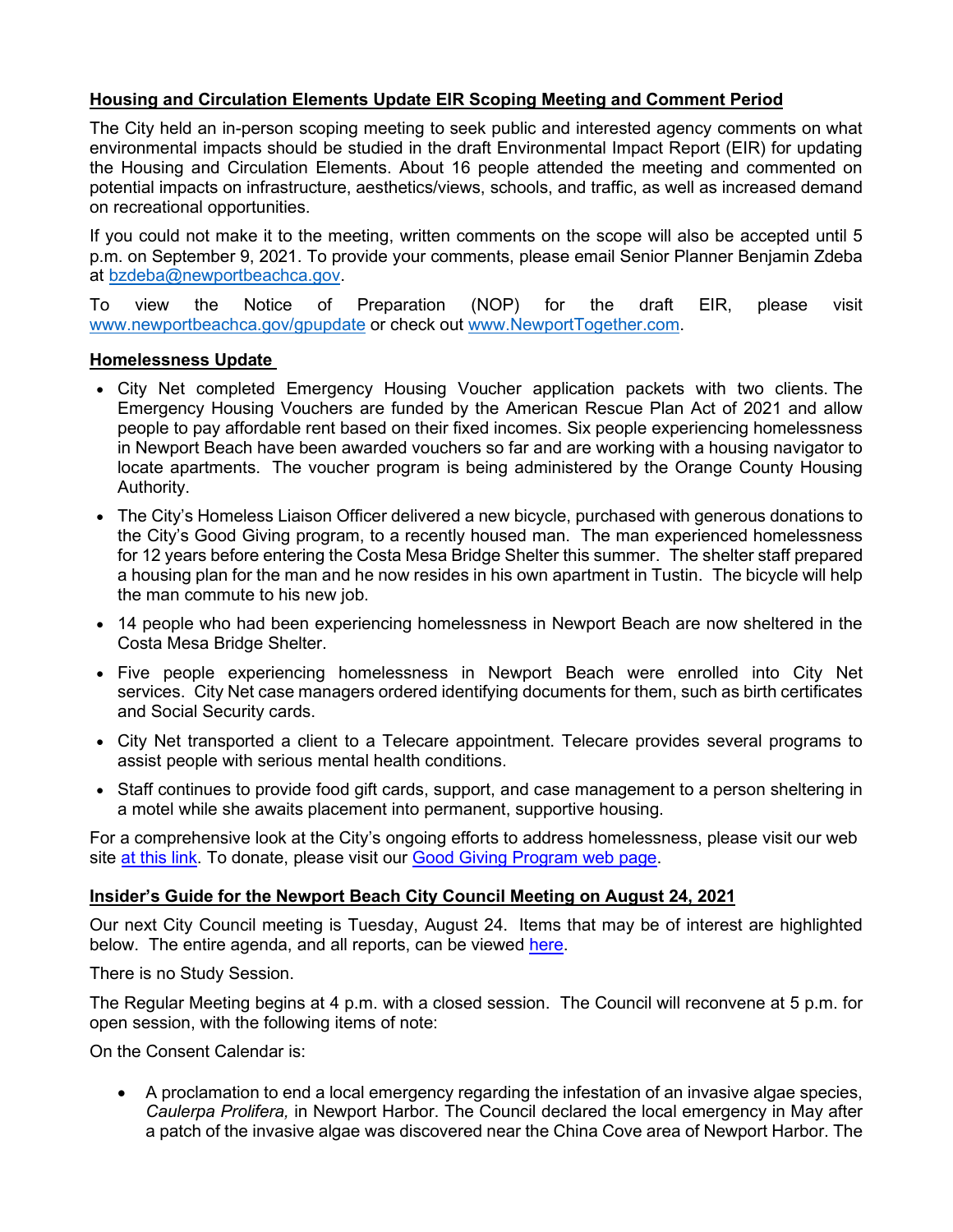**Housing and Circulation Elements Update EIR Scoping Meeting and Comment Period**

The City held an in-person scoping meeting to seek public and interested agency comments on what environmental impacts should be studied in the draft Environmental Impact Report (EIR) for updating the Housing and Circulation Elements. About 16 people attended the meeting and commented on potential impacts on infrastructure, aesthetics/views, schools, and traffic, as well as increased demand on recreational opportunities.

If you could not make it to the meeting, written comments on the scope will also be accepted until 5 p.m. on September 9, 2021. To provide your comments, please email Senior Planner Benjamin Zdeba at bzdeba@newportbeachca.gov.

To view the Notice of Preparation (NOP) for the draft EIR, please visit www.newportbeachca.gov/gpupdate or check out www.NewportTogether.com.

**Homelessness Update**

- City Net completed Emergency Housing Voucher application packets with two clients. The Emergency Housing Vouchers are funded by the American Rescue Plan Act of 2021 and allow people to pay affordable rent based on their fixed incomes. Six people experiencing homelessness in Newport Beach have been awarded vouchers so far and are working with a housing navigator to locate apartments. The voucher program is being administered by the Orange County Housing Authority.
- The City's Homeless Liaison Officer delivered a new bicycle, purchased with generous donations to the City's Good Giving program, to a recently housed man. The man experienced homelessness for 12 years before entering the Costa Mesa Bridge Shelter this summer. The shelter staff prepared a housing plan for the man and he now resides in his own apartment in Tustin. The bicycle will help the man commute to his new job.
- 14 people who had been experiencing homelessness in Newport Beach are now sheltered in the Costa Mesa Bridge Shelter.
- Five people experiencing homelessness in Newport Beach were enrolled into City Net services. City Net case managers ordered identifying documents for them, such as birth certificates and Social Security cards.
- City Net transported a client to a Telecare appointment. Telecare provides several programs to assist people with serious mental health conditions.
- Staff continues to provide food gift cards, support, and case management to a person sheltering in a motel while she awaits placement into permanent, supportive housing.

For a comprehensive look at the City's ongoing efforts to address homelessness, please visit our web site at this link. To donate, please visit our Good Giving Program web page.

**Insider's Guide for the Newport Beach City Council Meeting on August 24, 2021**

Our next City Council meeting is Tuesday, August 24. Items that may be of interest are highlighted below. The entire agenda, and all reports, can be viewed here.

There is no Study Session.

The Regular Meeting begins at 4 p.m. with a closed session. The Council will reconvene at 5 p.m. for open session, with the following items of note:

On the Consent Calendar is:

- A proclamation to end a local emergency regarding the infestation of an invasive algae species, *Caulerpa Prolifera,* in Newport Harbor. The Council declared the local emergency in May after a patch of the invasive algae was discovered near the China Cove area of Newport Harbor. The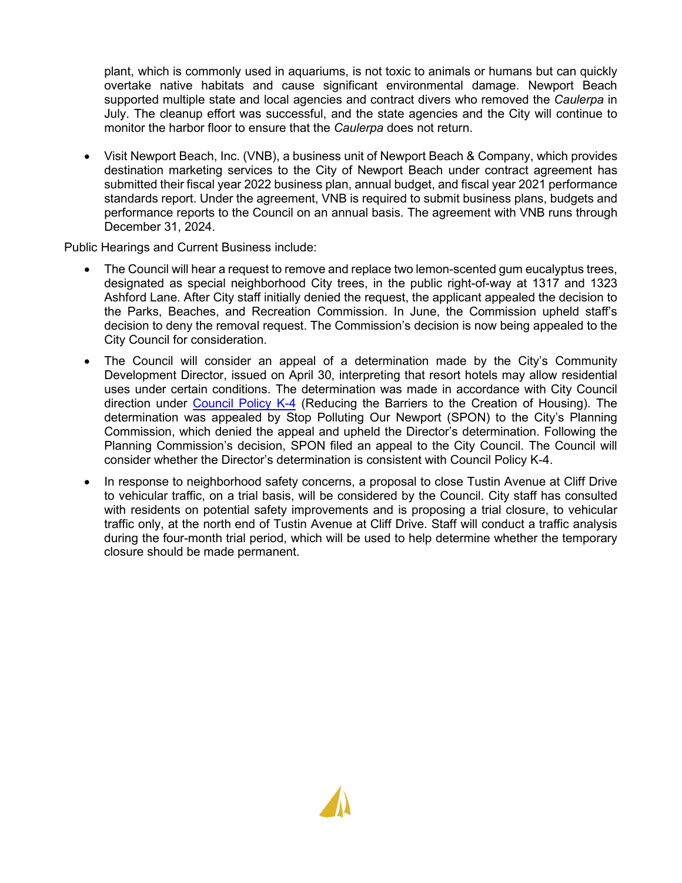plant, which is commonly used in aquariums, is not toxic to animals or humans but can quickly overtake native habitats and cause significant environmental damage. Newport Beach supported multiple state and local agencies and contract divers who removed the *Caulerpa* in July. The cleanup effort was successful, and the state agencies and the City will continue to monitor the harbor floor to ensure that the *Caulerpa* does not return.

- Visit Newport Beach, Inc. (VNB), a business unit of Newport Beach & Company, which provides destination marketing services to the City of Newport Beach under contract agreement has submitted their fiscal year 2022 business plan, annual budget, and fiscal year 2021 performance standards report. Under the agreement, VNB is required to submit business plans, budgets and performance reports to the Council on an annual basis. The agreement with VNB runs through December 31, 2024.

Public Hearings and Current Business include:

- The Council will hear a request to remove and replace two lemon-scented gum eucalyptus trees, designated as special neighborhood City trees, in the public right-of-way at 1317 and 1323 Ashford Lane. After City staff initially denied the request, the applicant appealed the decision to the Parks, Beaches, and Recreation Commission. In June, the Commission upheld staff's decision to deny the removal request. The Commission's decision is now being appealed to the City Council for consideration.
- The Council will consider an appeal of a determination made by the City's Community Development Director, issued on April 30, interpreting that resort hotels may allow residential uses under certain conditions. The determination was made in accordance with City Council direction under Council Policy K-4 (Reducing the Barriers to the Creation of Housing). The determination was appealed by Stop Polluting Our Newport (SPON) to the City's Planning Commission, which denied the appeal and upheld the Director's determination. Following the Planning Commission's decision, SPON filed an appeal to the City Council. The Council will consider whether the Director's determination is consistent with Council Policy K-4.
- In response to neighborhood safety concerns, a proposal to close Tustin Avenue at Cliff Drive to vehicular traffic, on a trial basis, will be considered by the Council. City staff has consulted with residents on potential safety improvements and is proposing a trial closure, to vehicular traffic only, at the north end of Tustin Avenue at Cliff Drive. Staff will conduct a traffic analysis during the four-month trial period, which will be used to help determine whether the temporary closure should be made permanent.